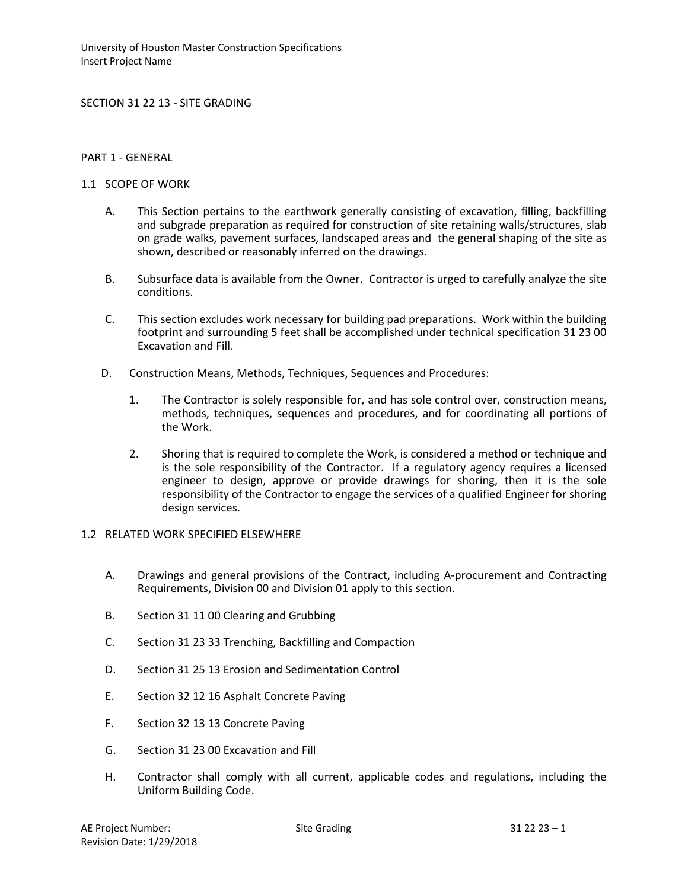SECTION 31 22 13 - SITE GRADING

## PART 1 - GENERAL

### 1.1 SCOPE OF WORK

A. This Section pertains to the earthwork generally consisting of excavation, filling, backfilling and subgrade preparation as required for construction of site retaining walls/structures, slab on grade walks, pavement surfaces, landscaped areas and the general shaping of the site as shown, described or reasonably inferred on the drawings.

B. Subsurface data is available from the Owner. Contractor is urged to carefully analyze the site conditions.

C. This section excludes work necessary for building pad preparations. Work within the building footprint and surrounding 5 feet shall be accomplished under technical specification 31 23 00 Excavation and Fill.

D. Construction Means, Methods, Techniques, Sequences and Procedures:

1. The Contractor is solely responsible for, and has sole control over, construction means, methods, techniques, sequences and procedures, and for coordinating all portions of the Work.

2. Shoring that is required to complete the Work, is considered a method or technique and is the sole responsibility of the Contractor. If a regulatory agency requires a licensed engineer to design, approve or provide drawings for shoring, then it is the sole responsibility of the Contractor to engage the services of a qualified Engineer for shoring design services.

### 1.2 RELATED WORK SPECIFIED ELSEWHERE

A. Drawings and general provisions of the Contract, including A-procurement and Contracting Requirements, Division 00 and Division 01 apply to this section.

B. Section 31 11 00 Clearing and Grubbing

C. Section 31 23 33 Trenching, Backfilling and Compaction

D. Section 31 25 13 Erosion and Sedimentation Control

E. Section 32 12 16 Asphalt Concrete Paving

F. Section 32 13 13 Concrete Paving

G. Section 31 23 00 Excavation and Fill

H. Contractor shall comply with all current, applicable codes and regulations, including the Uniform Building Code.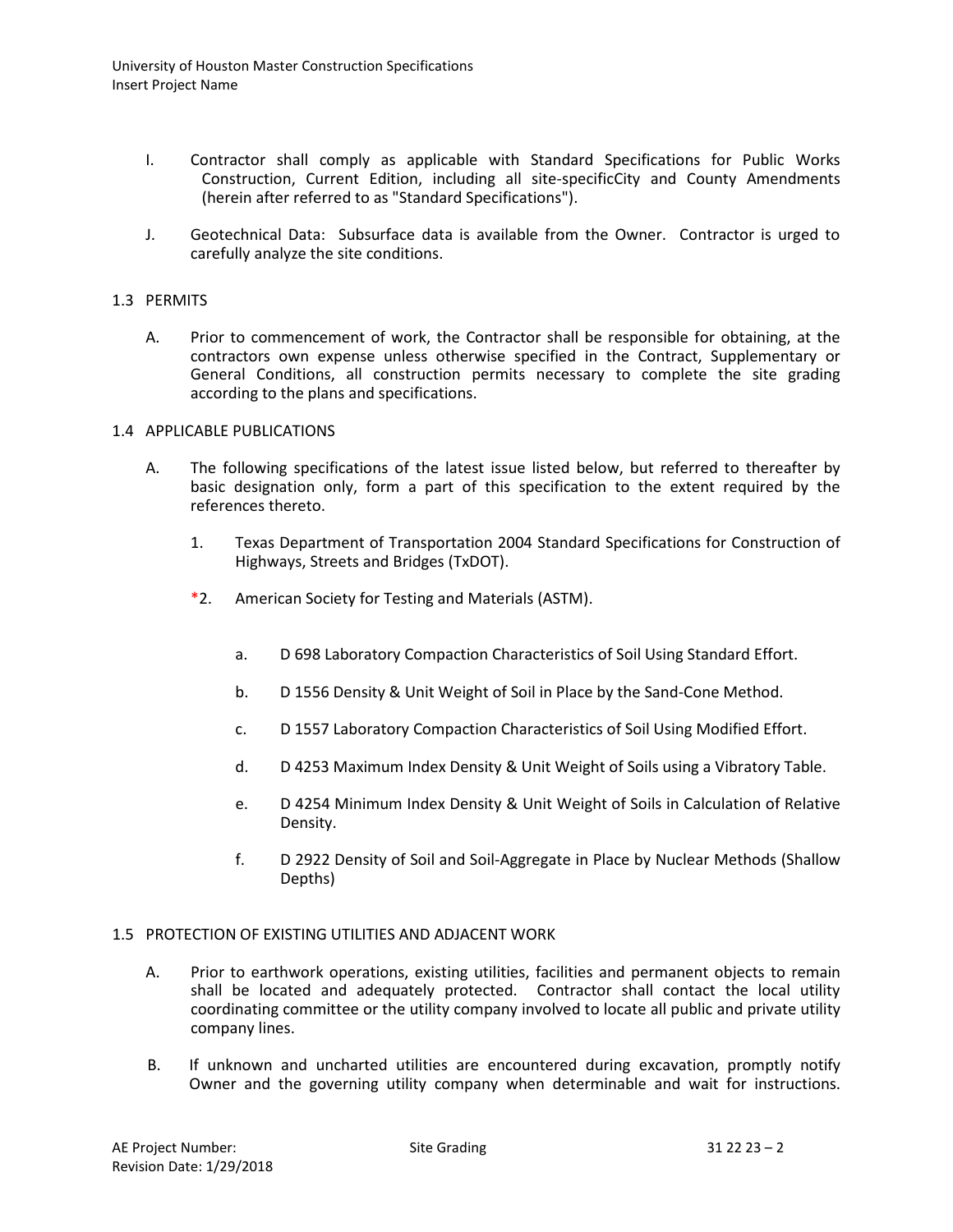I. Contractor shall comply as applicable with Standard Specifications for Public Works Construction, Current Edition, including all site-specificCity and County Amendments (herein after referred to as "Standard Specifications").

J. Geotechnical Data: Subsurface data is available from the Owner. Contractor is urged to carefully analyze the site conditions.

## 1.3 PERMITS

A. Prior to commencement of work, the Contractor shall be responsible for obtaining, at the contractors own expense unless otherwise specified in the Contract, Supplementary or General Conditions, all construction permits necessary to complete the site grading according to the plans and specifications.

## 1.4 APPLICABLE PUBLICATIONS

A. The following specifications of the latest issue listed below, but referred to thereafter by basic designation only, form a part of this specification to the extent required by the references thereto.

1. Texas Department of Transportation 2004 Standard Specifications for Construction of Highways, Streets and Bridges (TxDOT).

*2. American Society for Testing and Materials (ASTM).

   a. D 698 Laboratory Compaction Characteristics of Soil Using Standard Effort.

   b. D 1556 Density & Unit Weight of Soil in Place by the Sand-Cone Method.

   c. D 1557 Laboratory Compaction Characteristics of Soil Using Modified Effort.

   d. D 4253 Maximum Index Density & Unit Weight of Soils using a Vibratory Table.

   e. D 4254 Minimum Index Density & Unit Weight of Soils in Calculation of Relative Density.

   f. D 2922 Density of Soil and Soil-Aggregate in Place by Nuclear Methods (Shallow Depths)

## 1.5 PROTECTION OF EXISTING UTILITIES AND ADJACENT WORK

A. Prior to earthwork operations, existing utilities, facilities and permanent objects to remain shall be located and adequately protected. Contractor shall contact the local utility coordinating committee or the utility company involved to locate all public and private utility company lines.

B. If unknown and uncharted utilities are encountered during excavation, promptly notify Owner and the governing utility company when determinable and wait for instructions.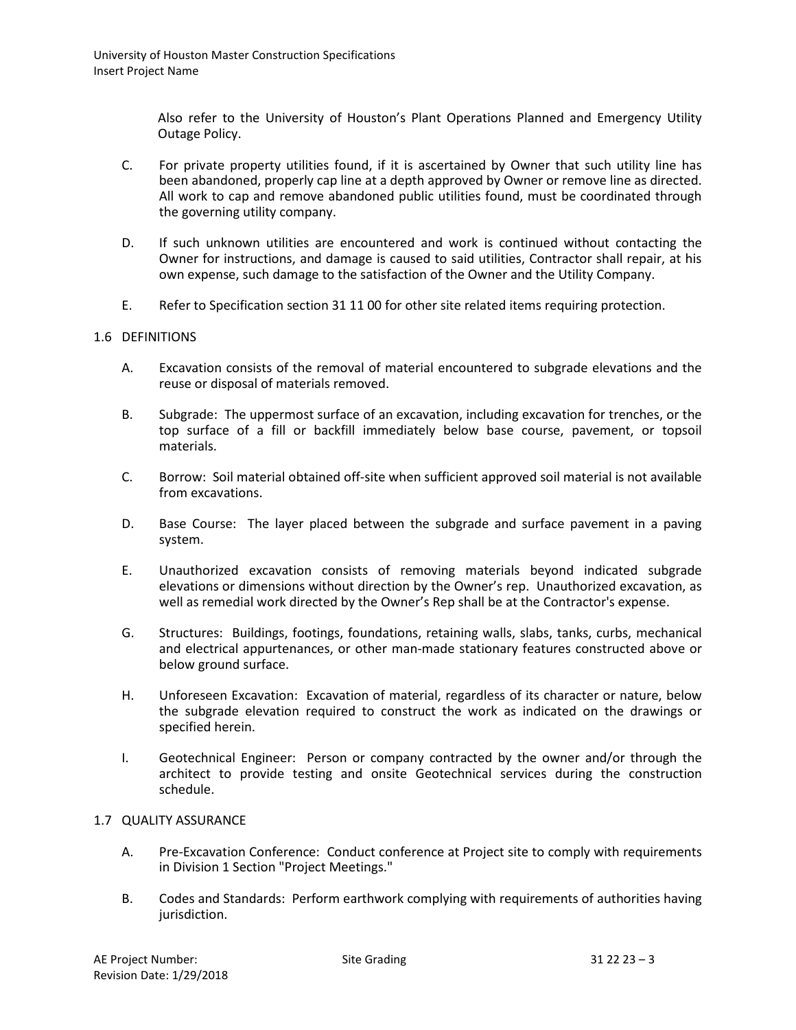Also refer to the University of Houston's Plant Operations Planned and Emergency Utility Outage Policy.

C. For private property utilities found, if it is ascertained by Owner that such utility line has been abandoned, properly cap line at a depth approved by Owner or remove line as directed. All work to cap and remove abandoned public utilities found, must be coordinated through the governing utility company.

D. If such unknown utilities are encountered and work is continued without contacting the Owner for instructions, and damage is caused to said utilities, Contractor shall repair, at his own expense, such damage to the satisfaction of the Owner and the Utility Company.

E. Refer to Specification section 31 11 00 for other site related items requiring protection.

## 1.6 DEFINITIONS

A. Excavation consists of the removal of material encountered to subgrade elevations and the reuse or disposal of materials removed.

B. Subgrade: The uppermost surface of an excavation, including excavation for trenches, or the top surface of a fill or backfill immediately below base course, pavement, or topsoil materials.

C. Borrow: Soil material obtained off-site when sufficient approved soil material is not available from excavations.

D. Base Course: The layer placed between the subgrade and surface pavement in a paving system.

E. Unauthorized excavation consists of removing materials beyond indicated subgrade elevations or dimensions without direction by the Owner's rep. Unauthorized excavation, as well as remedial work directed by the Owner's Rep shall be at the Contractor's expense.

G. Structures: Buildings, footings, foundations, retaining walls, slabs, tanks, curbs, mechanical and electrical appurtenances, or other man-made stationary features constructed above or below ground surface.

H. Unforeseen Excavation: Excavation of material, regardless of its character or nature, below the subgrade elevation required to construct the work as indicated on the drawings or specified herein.

I. Geotechnical Engineer: Person or company contracted by the owner and/or through the architect to provide testing and onsite Geotechnical services during the construction schedule.

## 1.7 QUALITY ASSURANCE

A. Pre-Excavation Conference: Conduct conference at Project site to comply with requirements in Division 1 Section "Project Meetings."

B. Codes and Standards: Perform earthwork complying with requirements of authorities having jurisdiction.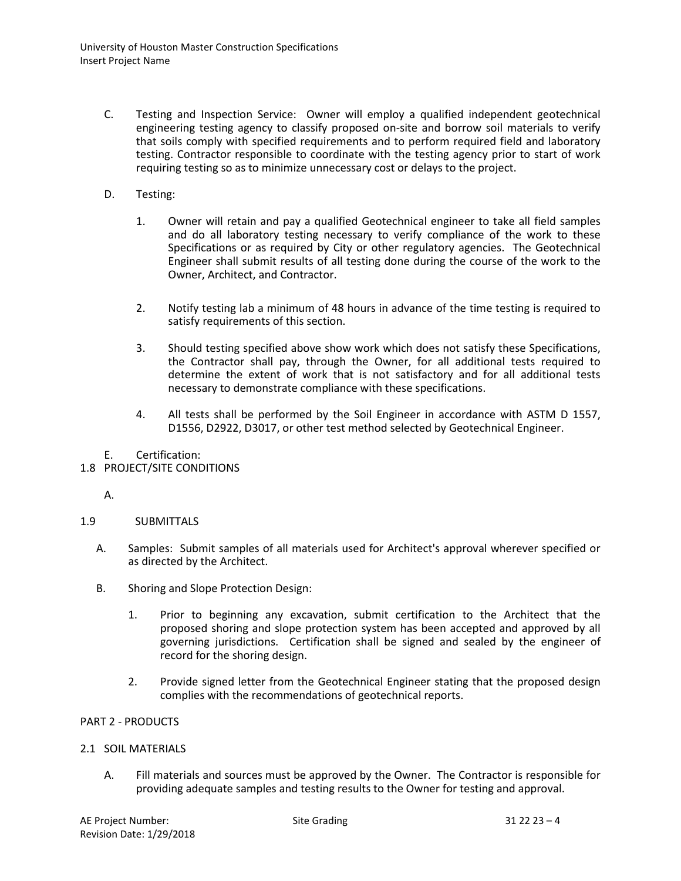C. Testing and Inspection Service: Owner will employ a qualified independent geotechnical engineering testing agency to classify proposed on-site and borrow soil materials to verify that soils comply with specified requirements and to perform required field and laboratory testing. Contractor responsible to coordinate with the testing agency prior to start of work requiring testing so as to minimize unnecessary cost or delays to the project.

D. Testing:

1. Owner will retain and pay a qualified Geotechnical engineer to take all field samples and do all laboratory testing necessary to verify compliance of the work to these Specifications or as required by City or other regulatory agencies. The Geotechnical Engineer shall submit results of all testing done during the course of the work to the Owner, Architect, and Contractor.

2. Notify testing lab a minimum of 48 hours in advance of the time testing is required to satisfy requirements of this section.

3. Should testing specified above show work which does not satisfy these Specifications, the Contractor shall pay, through the Owner, for all additional tests required to determine the extent of work that is not satisfactory and for all additional tests necessary to demonstrate compliance with these specifications.

4. All tests shall be performed by the Soil Engineer in accordance with ASTM D 1557, D1556, D2922, D3017, or other test method selected by Geotechnical Engineer.

E. Certification:

## 1.8 PROJECT/SITE CONDITIONS

A.

## 1.9 SUBMITTALS

A. Samples: Submit samples of all materials used for Architect's approval wherever specified or as directed by the Architect.

B. Shoring and Slope Protection Design:

1. Prior to beginning any excavation, submit certification to the Architect that the proposed shoring and slope protection system has been accepted and approved by all governing jurisdictions. Certification shall be signed and sealed by the engineer of record for the shoring design.

2. Provide signed letter from the Geotechnical Engineer stating that the proposed design complies with the recommendations of geotechnical reports.

# PART 2 - PRODUCTS

## 2.1 SOIL MATERIALS

A. Fill materials and sources must be approved by the Owner. The Contractor is responsible for providing adequate samples and testing results to the Owner for testing and approval.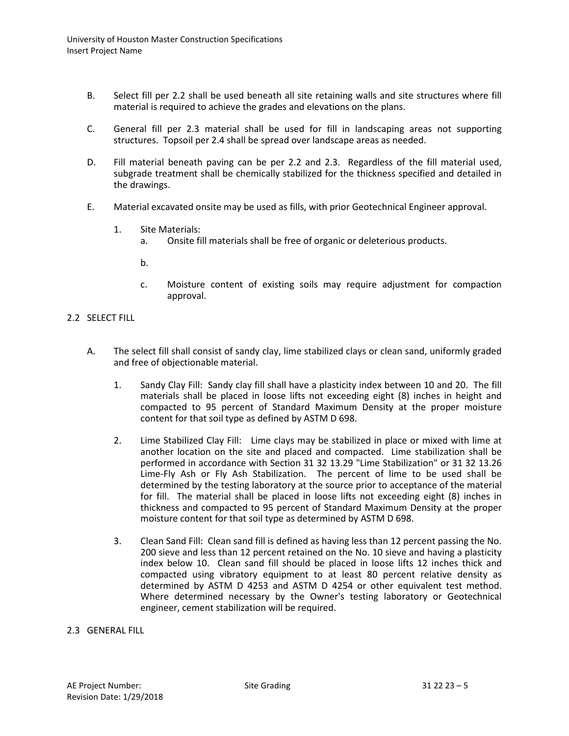B. Select fill per 2.2 shall be used beneath all site retaining walls and site structures where fill material is required to achieve the grades and elevations on the plans.

C. General fill per 2.3 material shall be used for fill in landscaping areas not supporting structures. Topsoil per 2.4 shall be spread over landscape areas as needed.

D. Fill material beneath paving can be per 2.2 and 2.3. Regardless of the fill material used, subgrade treatment shall be chemically stabilized for the thickness specified and detailed in the drawings.

E. Material excavated onsite may be used as fills, with prior Geotechnical Engineer approval.

1. Site Materials:
   a. Onsite fill materials shall be free of organic or deleterious products.

   b.

   c. Moisture content of existing soils may require adjustment for compaction approval.

## 2.2 SELECT FILL

A. The select fill shall consist of sandy clay, lime stabilized clays or clean sand, uniformly graded and free of objectionable material.

1. Sandy Clay Fill: Sandy clay fill shall have a plasticity index between 10 and 20. The fill materials shall be placed in loose lifts not exceeding eight (8) inches in height and compacted to 95 percent of Standard Maximum Density at the proper moisture content for that soil type as defined by ASTM D 698.

2. Lime Stabilized Clay Fill: Lime clays may be stabilized in place or mixed with lime at another location on the site and placed and compacted. Lime stabilization shall be performed in accordance with Section 31 32 13.29 "Lime Stabilization" or 31 32 13.26 Lime-Fly Ash or Fly Ash Stabilization. The percent of lime to be used shall be determined by the testing laboratory at the source prior to acceptance of the material for fill. The material shall be placed in loose lifts not exceeding eight (8) inches in thickness and compacted to 95 percent of Standard Maximum Density at the proper moisture content for that soil type as determined by ASTM D 698.

3. Clean Sand Fill: Clean sand fill is defined as having less than 12 percent passing the No. 200 sieve and less than 12 percent retained on the No. 10 sieve and having a plasticity index below 10. Clean sand fill should be placed in loose lifts 12 inches thick and compacted using vibratory equipment to at least 80 percent relative density as determined by ASTM D 4253 and ASTM D 4254 or other equivalent test method. Where determined necessary by the Owner's testing laboratory or Geotechnical engineer, cement stabilization will be required.

## 2.3 GENERAL FILL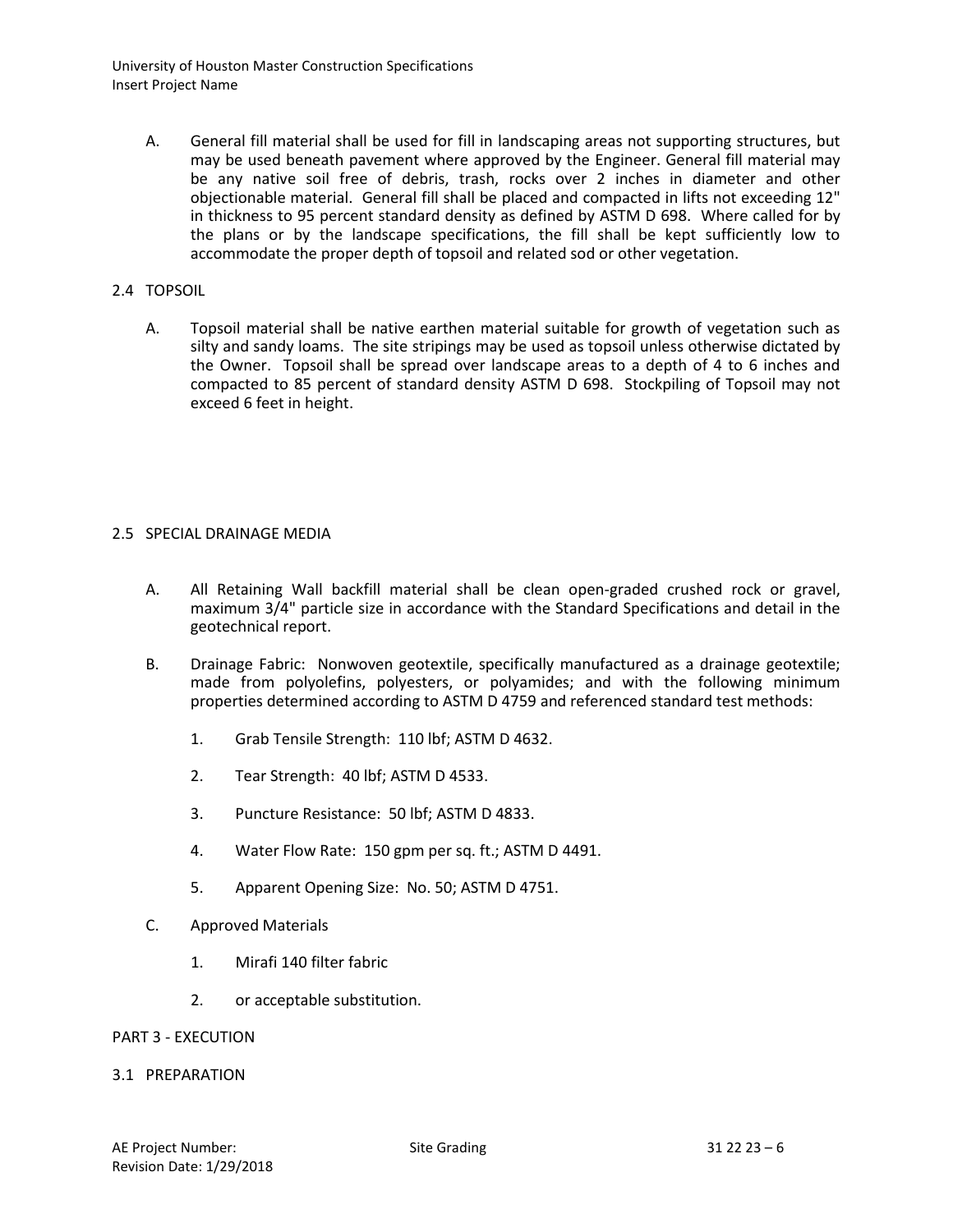A. General fill material shall be used for fill in landscaping areas not supporting structures, but may be used beneath pavement where approved by the Engineer. General fill material may be any native soil free of debris, trash, rocks over 2 inches in diameter and other objectionable material. General fill shall be placed and compacted in lifts not exceeding 12" in thickness to 95 percent standard density as defined by ASTM D 698. Where called for by the plans or by the landscape specifications, the fill shall be kept sufficiently low to accommodate the proper depth of topsoil and related sod or other vegetation.

## 2.4 TOPSOIL

A. Topsoil material shall be native earthen material suitable for growth of vegetation such as silty and sandy loams. The site stripings may be used as topsoil unless otherwise dictated by the Owner. Topsoil shall be spread over landscape areas to a depth of 4 to 6 inches and compacted to 85 percent of standard density ASTM D 698. Stockpiling of Topsoil may not exceed 6 feet in height.

## 2.5 SPECIAL DRAINAGE MEDIA

A. All Retaining Wall backfill material shall be clean open-graded crushed rock or gravel, maximum 3/4" particle size in accordance with the Standard Specifications and detail in the geotechnical report.

B. Drainage Fabric: Nonwoven geotextile, specifically manufactured as a drainage geotextile; made from polyolefins, polyesters, or polyamides; and with the following minimum properties determined according to ASTM D 4759 and referenced standard test methods:

1. Grab Tensile Strength: 110 lbf; ASTM D 4632.
2. Tear Strength: 40 lbf; ASTM D 4533.
3. Puncture Resistance: 50 lbf; ASTM D 4833.
4. Water Flow Rate: 150 gpm per sq. ft.; ASTM D 4491.
5. Apparent Opening Size: No. 50; ASTM D 4751.

C. Approved Materials

1. Mirafi 140 filter fabric
2. or acceptable substitution.

# PART 3 - EXECUTION

## 3.1 PREPARATION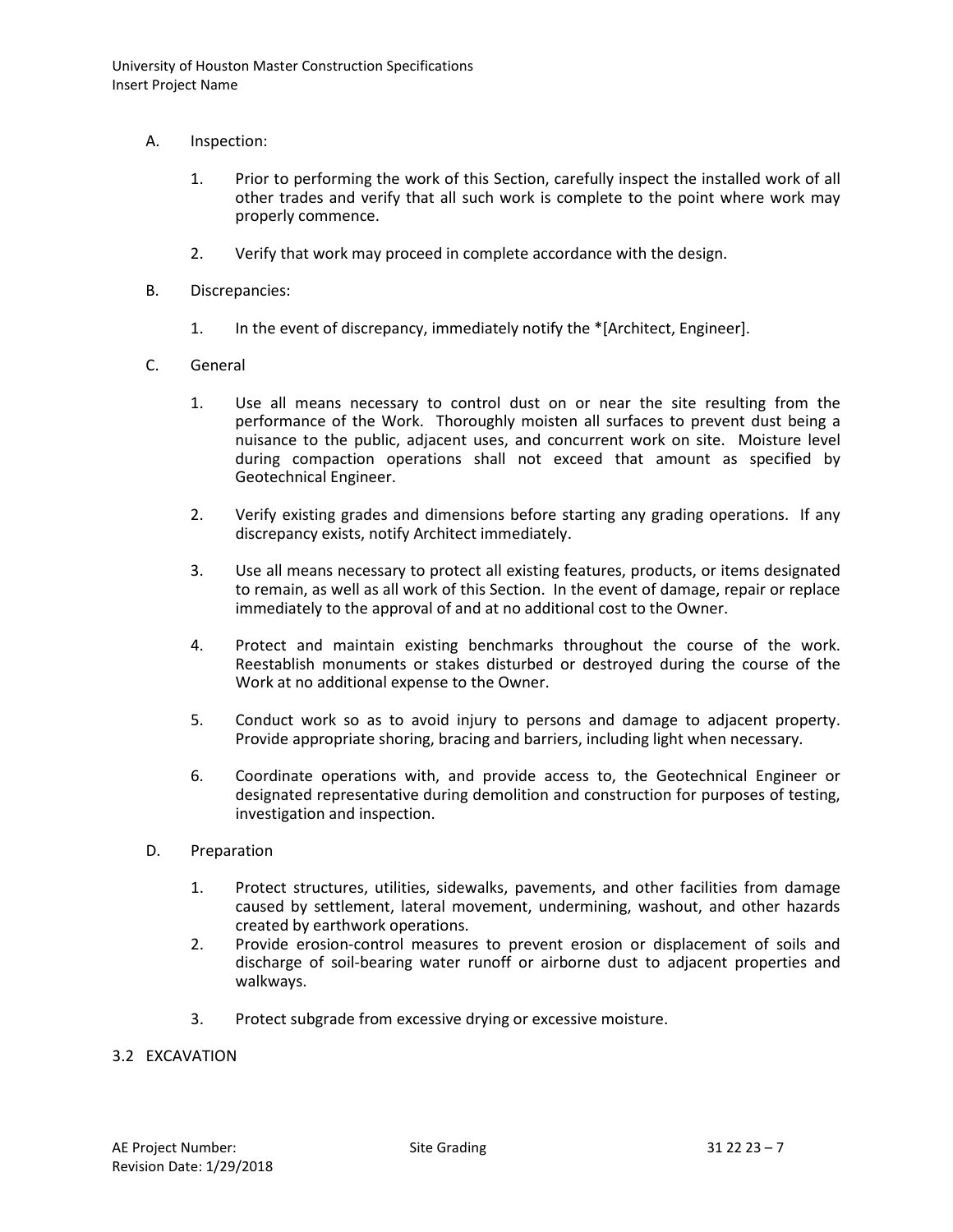A. Inspection:

1. Prior to performing the work of this Section, carefully inspect the installed work of all other trades and verify that all such work is complete to the point where work may properly commence.

2. Verify that work may proceed in complete accordance with the design.

B. Discrepancies:

1. In the event of discrepancy, immediately notify the *[Architect, Engineer].

C. General

1. Use all means necessary to control dust on or near the site resulting from the performance of the Work. Thoroughly moisten all surfaces to prevent dust being a nuisance to the public, adjacent uses, and concurrent work on site. Moisture level during compaction operations shall not exceed that amount as specified by Geotechnical Engineer.

2. Verify existing grades and dimensions before starting any grading operations. If any discrepancy exists, notify Architect immediately.

3. Use all means necessary to protect all existing features, products, or items designated to remain, as well as all work of this Section. In the event of damage, repair or replace immediately to the approval of and at no additional cost to the Owner.

4. Protect and maintain existing benchmarks throughout the course of the work. Reestablish monuments or stakes disturbed or destroyed during the course of the Work at no additional expense to the Owner.

5. Conduct work so as to avoid injury to persons and damage to adjacent property. Provide appropriate shoring, bracing and barriers, including light when necessary.

6. Coordinate operations with, and provide access to, the Geotechnical Engineer or designated representative during demolition and construction for purposes of testing, investigation and inspection.

D. Preparation

1. Protect structures, utilities, sidewalks, pavements, and other facilities from damage caused by settlement, lateral movement, undermining, washout, and other hazards created by earthwork operations.
2. Provide erosion-control measures to prevent erosion or displacement of soils and discharge of soil-bearing water runoff or airborne dust to adjacent properties and walkways.

3. Protect subgrade from excessive drying or excessive moisture.

## 3.2 EXCAVATION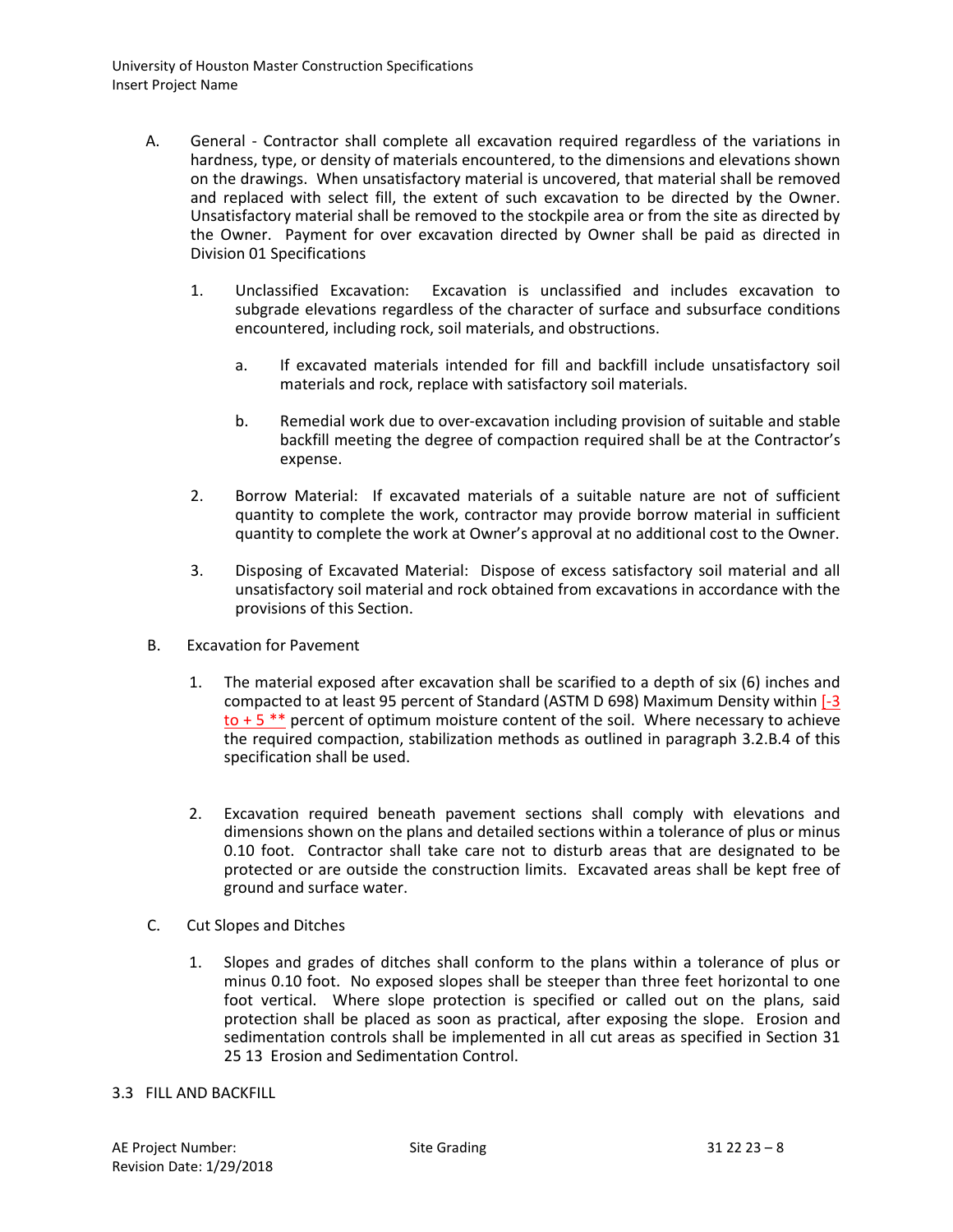A. General - Contractor shall complete all excavation required regardless of the variations in hardness, type, or density of materials encountered, to the dimensions and elevations shown on the drawings. When unsatisfactory material is uncovered, that material shall be removed and replaced with select fill, the extent of such excavation to be directed by the Owner. Unsatisfactory material shall be removed to the stockpile area or from the site as directed by the Owner. Payment for over excavation directed by Owner shall be paid as directed in Division 01 Specifications

   1. Unclassified Excavation: Excavation is unclassified and includes excavation to subgrade elevations regardless of the character of surface and subsurface conditions encountered, including rock, soil materials, and obstructions.

      a. If excavated materials intended for fill and backfill include unsatisfactory soil materials and rock, replace with satisfactory soil materials.

      b. Remedial work due to over-excavation including provision of suitable and stable backfill meeting the degree of compaction required shall be at the Contractor's expense.

   2. Borrow Material: If excavated materials of a suitable nature are not of sufficient quantity to complete the work, contractor may provide borrow material in sufficient quantity to complete the work at Owner's approval at no additional cost to the Owner.

   3. Disposing of Excavated Material: Dispose of excess satisfactory soil material and all unsatisfactory soil material and rock obtained from excavations in accordance with the provisions of this Section.

B. Excavation for Pavement

   1. The material exposed after excavation shall be scarified to a depth of six (6) inches and compacted to at least 95 percent of Standard (ASTM D 698) Maximum Density within [-3 to + 5 **] percent of optimum moisture content of the soil. Where necessary to achieve the required compaction, stabilization methods as outlined in paragraph 3.2.B.4 of this specification shall be used.

   2. Excavation required beneath pavement sections shall comply with elevations and dimensions shown on the plans and detailed sections within a tolerance of plus or minus 0.10 foot. Contractor shall take care not to disturb areas that are designated to be protected or are outside the construction limits. Excavated areas shall be kept free of ground and surface water.

C. Cut Slopes and Ditches

   1. Slopes and grades of ditches shall conform to the plans within a tolerance of plus or minus 0.10 foot. No exposed slopes shall be steeper than three feet horizontal to one foot vertical. Where slope protection is specified or called out on the plans, said protection shall be placed as soon as practical, after exposing the slope. Erosion and sedimentation controls shall be implemented in all cut areas as specified in Section 31 25 13 Erosion and Sedimentation Control.

## 3.3 FILL AND BACKFILL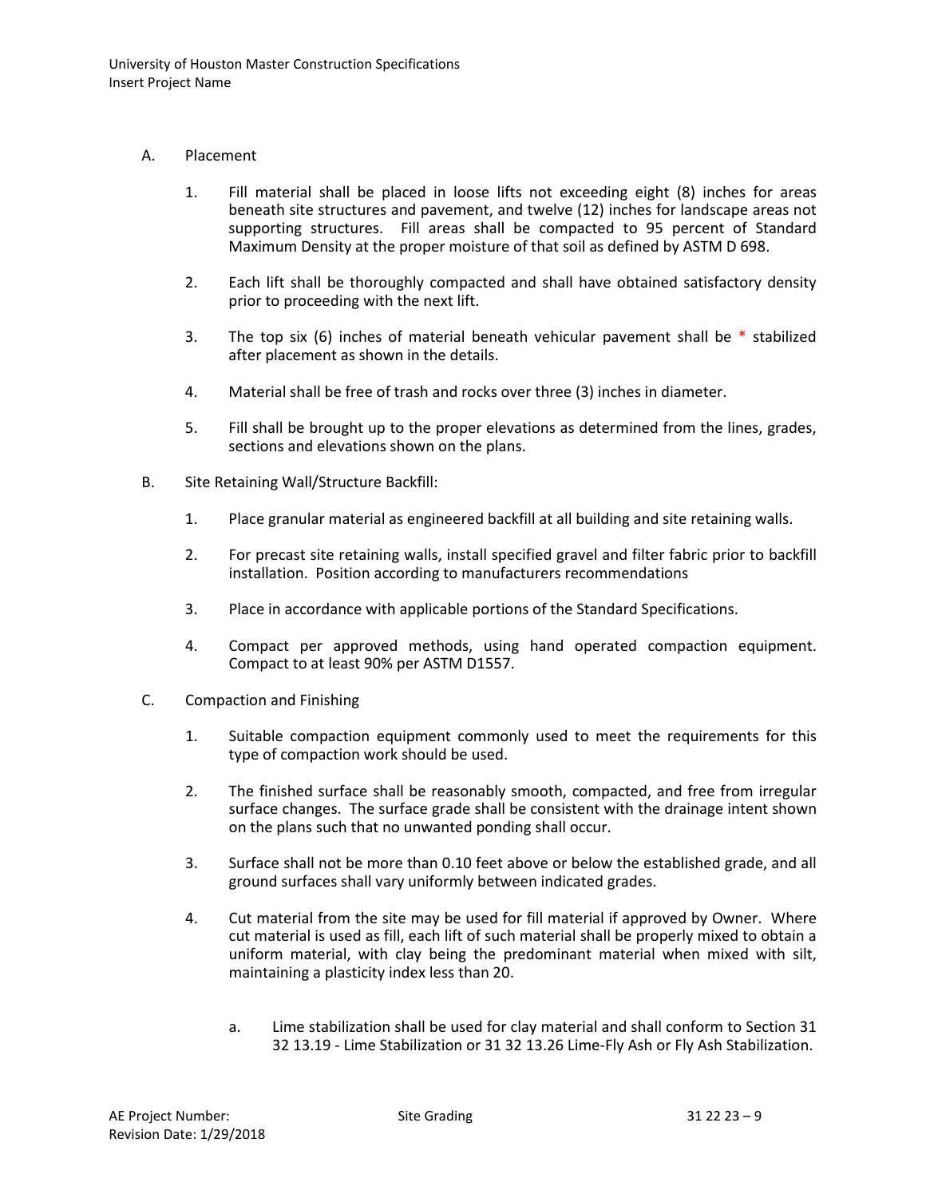A. Placement

1. Fill material shall be placed in loose lifts not exceeding eight (8) inches for areas beneath site structures and pavement, and twelve (12) inches for landscape areas not supporting structures. Fill areas shall be compacted to 95 percent of Standard Maximum Density at the proper moisture of that soil as defined by ASTM D 698.

2. Each lift shall be thoroughly compacted and shall have obtained satisfactory density prior to proceeding with the next lift.

3. The top six (6) inches of material beneath vehicular pavement shall be * stabilized after placement as shown in the details.

4. Material shall be free of trash and rocks over three (3) inches in diameter.

5. Fill shall be brought up to the proper elevations as determined from the lines, grades, sections and elevations shown on the plans.

B. Site Retaining Wall/Structure Backfill:

1. Place granular material as engineered backfill at all building and site retaining walls.

2. For precast site retaining walls, install specified gravel and filter fabric prior to backfill installation. Position according to manufacturers recommendations

3. Place in accordance with applicable portions of the Standard Specifications.

4. Compact per approved methods, using hand operated compaction equipment. Compact to at least 90% per ASTM D1557.

C. Compaction and Finishing

1. Suitable compaction equipment commonly used to meet the requirements for this type of compaction work should be used.

2. The finished surface shall be reasonably smooth, compacted, and free from irregular surface changes. The surface grade shall be consistent with the drainage intent shown on the plans such that no unwanted ponding shall occur.

3. Surface shall not be more than 0.10 feet above or below the established grade, and all ground surfaces shall vary uniformly between indicated grades.

4. Cut material from the site may be used for fill material if approved by Owner. Where cut material is used as fill, each lift of such material shall be properly mixed to obtain a uniform material, with clay being the predominant material when mixed with silt, maintaining a plasticity index less than 20.

   a. Lime stabilization shall be used for clay material and shall conform to Section 31 32 13.19 - Lime Stabilization or 31 32 13.26 Lime-Fly Ash or Fly Ash Stabilization.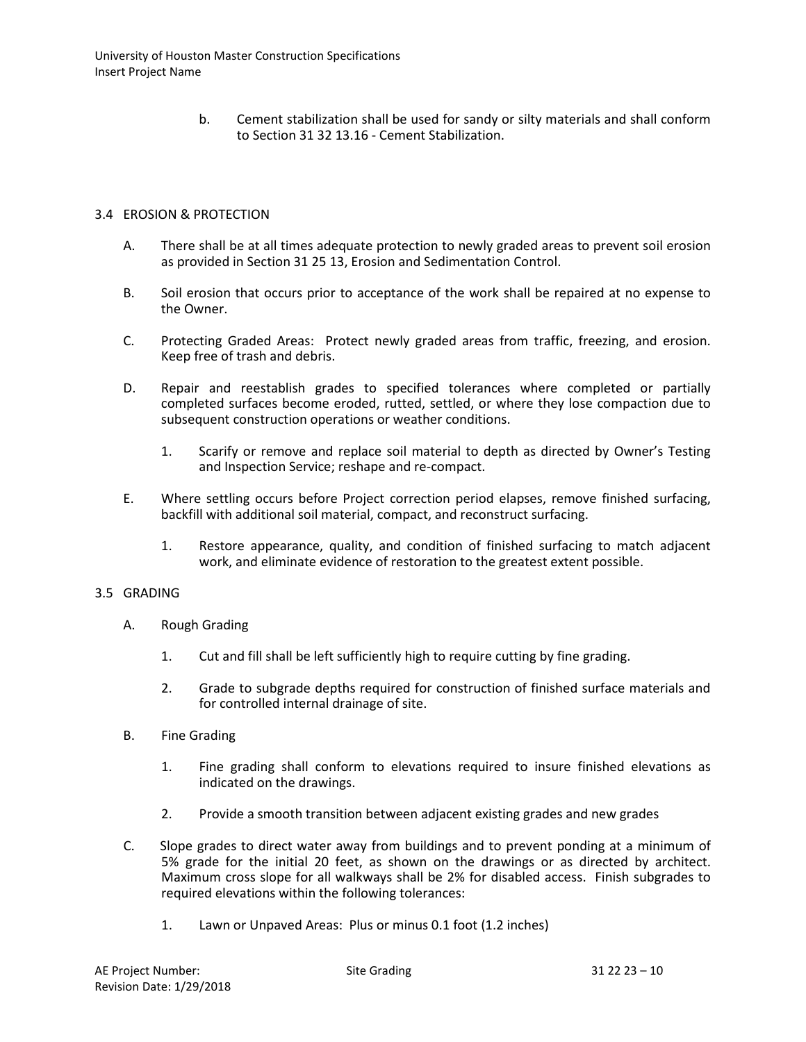b. Cement stabilization shall be used for sandy or silty materials and shall conform to Section 31 32 13.16 - Cement Stabilization.

## 3.4 EROSION & PROTECTION

A. There shall be at all times adequate protection to newly graded areas to prevent soil erosion as provided in Section 31 25 13, Erosion and Sedimentation Control.

B. Soil erosion that occurs prior to acceptance of the work shall be repaired at no expense to the Owner.

C. Protecting Graded Areas: Protect newly graded areas from traffic, freezing, and erosion. Keep free of trash and debris.

D. Repair and reestablish grades to specified tolerances where completed or partially completed surfaces become eroded, rutted, settled, or where they lose compaction due to subsequent construction operations or weather conditions.

1. Scarify or remove and replace soil material to depth as directed by Owner's Testing and Inspection Service; reshape and re-compact.

E. Where settling occurs before Project correction period elapses, remove finished surfacing, backfill with additional soil material, compact, and reconstruct surfacing.

1. Restore appearance, quality, and condition of finished surfacing to match adjacent work, and eliminate evidence of restoration to the greatest extent possible.

## 3.5 GRADING

A. Rough Grading

1. Cut and fill shall be left sufficiently high to require cutting by fine grading.

2. Grade to subgrade depths required for construction of finished surface materials and for controlled internal drainage of site.

B. Fine Grading

1. Fine grading shall conform to elevations required to insure finished elevations as indicated on the drawings.

2. Provide a smooth transition between adjacent existing grades and new grades

C. Slope grades to direct water away from buildings and to prevent ponding at a minimum of 5% grade for the initial 20 feet, as shown on the drawings or as directed by architect. Maximum cross slope for all walkways shall be 2% for disabled access. Finish subgrades to required elevations within the following tolerances:

1. Lawn or Unpaved Areas: Plus or minus 0.1 foot (1.2 inches)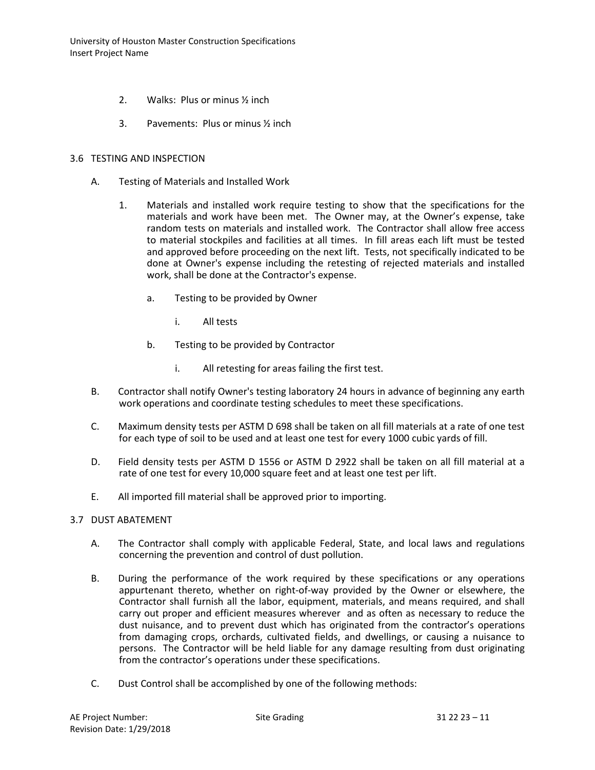2. Walks: Plus or minus ½ inch

3. Pavements: Plus or minus ½ inch

## 3.6 TESTING AND INSPECTION

A. Testing of Materials and Installed Work

1. Materials and installed work require testing to show that the specifications for the materials and work have been met. The Owner may, at the Owner's expense, take random tests on materials and installed work. The Contractor shall allow free access to material stockpiles and facilities at all times. In fill areas each lift must be tested and approved before proceeding on the next lift. Tests, not specifically indicated to be done at Owner's expense including the retesting of rejected materials and installed work, shall be done at the Contractor's expense.

   a. Testing to be provided by Owner

      i. All tests

   b. Testing to be provided by Contractor

      i. All retesting for areas failing the first test.

B. Contractor shall notify Owner's testing laboratory 24 hours in advance of beginning any earth work operations and coordinate testing schedules to meet these specifications.

C. Maximum density tests per ASTM D 698 shall be taken on all fill materials at a rate of one test for each type of soil to be used and at least one test for every 1000 cubic yards of fill.

D. Field density tests per ASTM D 1556 or ASTM D 2922 shall be taken on all fill material at a rate of one test for every 10,000 square feet and at least one test per lift.

E. All imported fill material shall be approved prior to importing.

## 3.7 DUST ABATEMENT

A. The Contractor shall comply with applicable Federal, State, and local laws and regulations concerning the prevention and control of dust pollution.

B. During the performance of the work required by these specifications or any operations appurtenant thereto, whether on right-of-way provided by the Owner or elsewhere, the Contractor shall furnish all the labor, equipment, materials, and means required, and shall carry out proper and efficient measures wherever and as often as necessary to reduce the dust nuisance, and to prevent dust which has originated from the contractor's operations from damaging crops, orchards, cultivated fields, and dwellings, or causing a nuisance to persons. The Contractor will be held liable for any damage resulting from dust originating from the contractor's operations under these specifications.

C. Dust Control shall be accomplished by one of the following methods: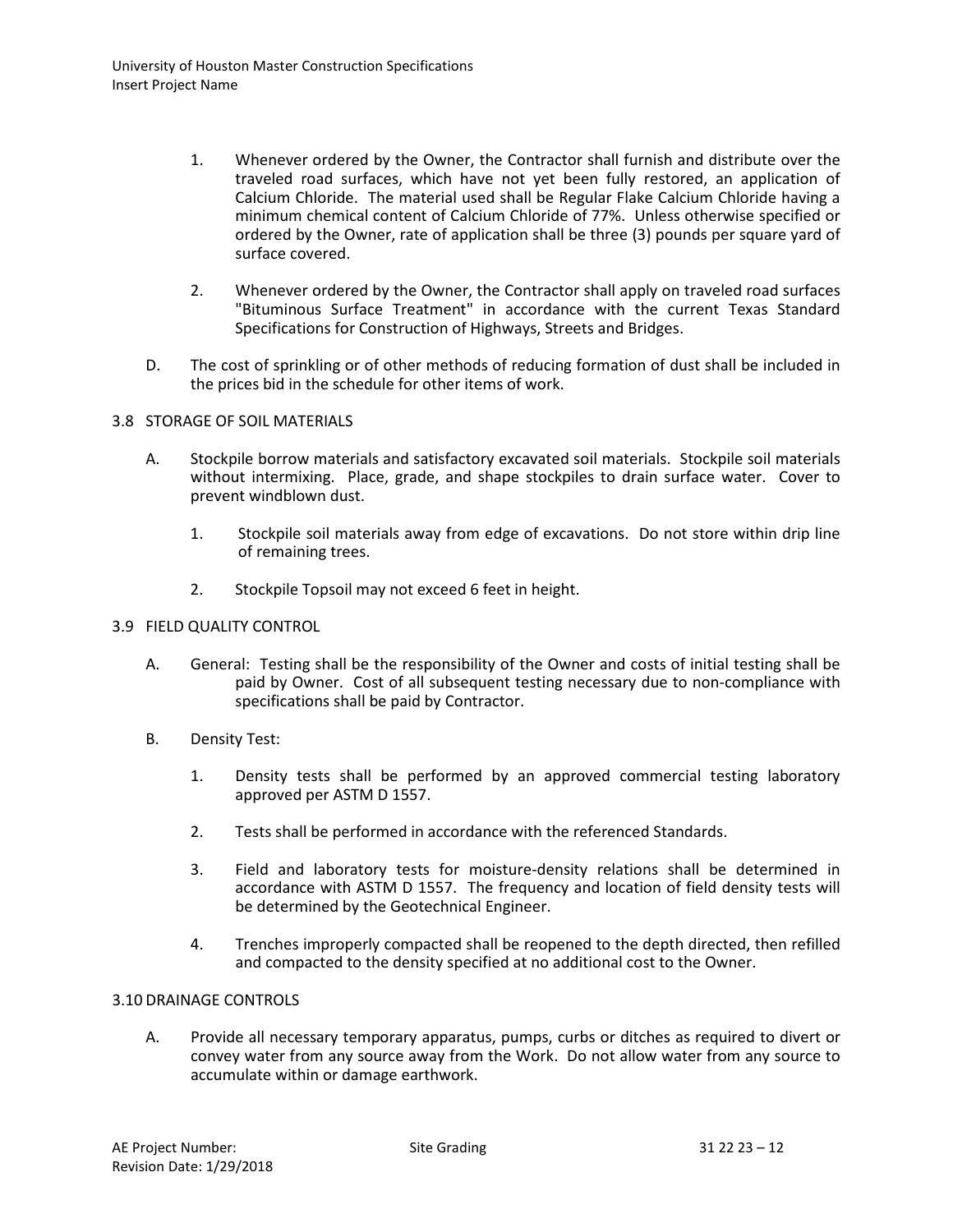1. Whenever ordered by the Owner, the Contractor shall furnish and distribute over the traveled road surfaces, which have not yet been fully restored, an application of Calcium Chloride. The material used shall be Regular Flake Calcium Chloride having a minimum chemical content of Calcium Chloride of 77%. Unless otherwise specified or ordered by the Owner, rate of application shall be three (3) pounds per square yard of surface covered.

2. Whenever ordered by the Owner, the Contractor shall apply on traveled road surfaces "Bituminous Surface Treatment" in accordance with the current Texas Standard Specifications for Construction of Highways, Streets and Bridges.

D. The cost of sprinkling or of other methods of reducing formation of dust shall be included in the prices bid in the schedule for other items of work.

## 3.8 STORAGE OF SOIL MATERIALS

A. Stockpile borrow materials and satisfactory excavated soil materials. Stockpile soil materials without intermixing. Place, grade, and shape stockpiles to drain surface water. Cover to prevent windblown dust.

1. Stockpile soil materials away from edge of excavations. Do not store within drip line of remaining trees.

2. Stockpile Topsoil may not exceed 6 feet in height.

## 3.9 FIELD QUALITY CONTROL

A. General: Testing shall be the responsibility of the Owner and costs of initial testing shall be paid by Owner. Cost of all subsequent testing necessary due to non-compliance with specifications shall be paid by Contractor.

B. Density Test:

1. Density tests shall be performed by an approved commercial testing laboratory approved per ASTM D 1557.

2. Tests shall be performed in accordance with the referenced Standards.

3. Field and laboratory tests for moisture-density relations shall be determined in accordance with ASTM D 1557. The frequency and location of field density tests will be determined by the Geotechnical Engineer.

4. Trenches improperly compacted shall be reopened to the depth directed, then refilled and compacted to the density specified at no additional cost to the Owner.

## 3.10 DRAINAGE CONTROLS

A. Provide all necessary temporary apparatus, pumps, curbs or ditches as required to divert or convey water from any source away from the Work. Do not allow water from any source to accumulate within or damage earthwork.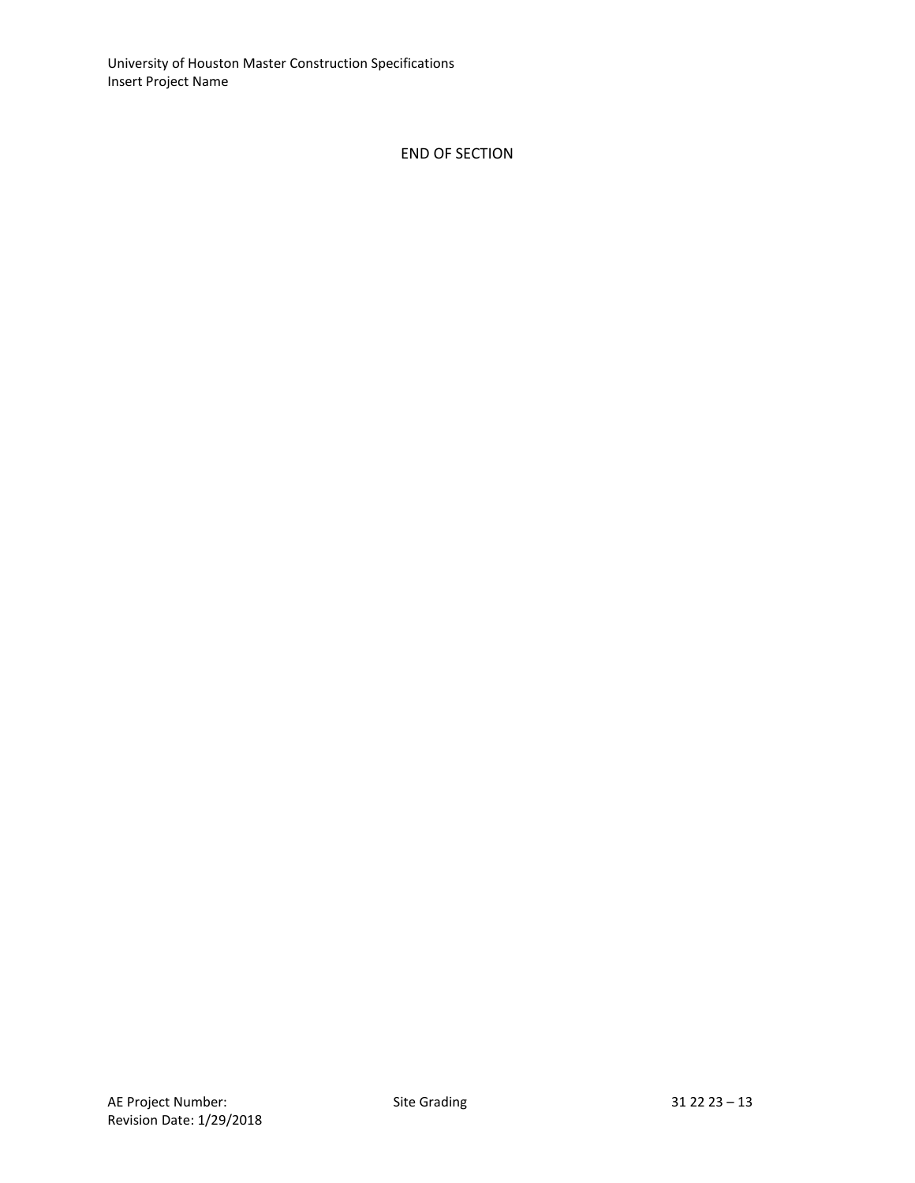END OF SECTION